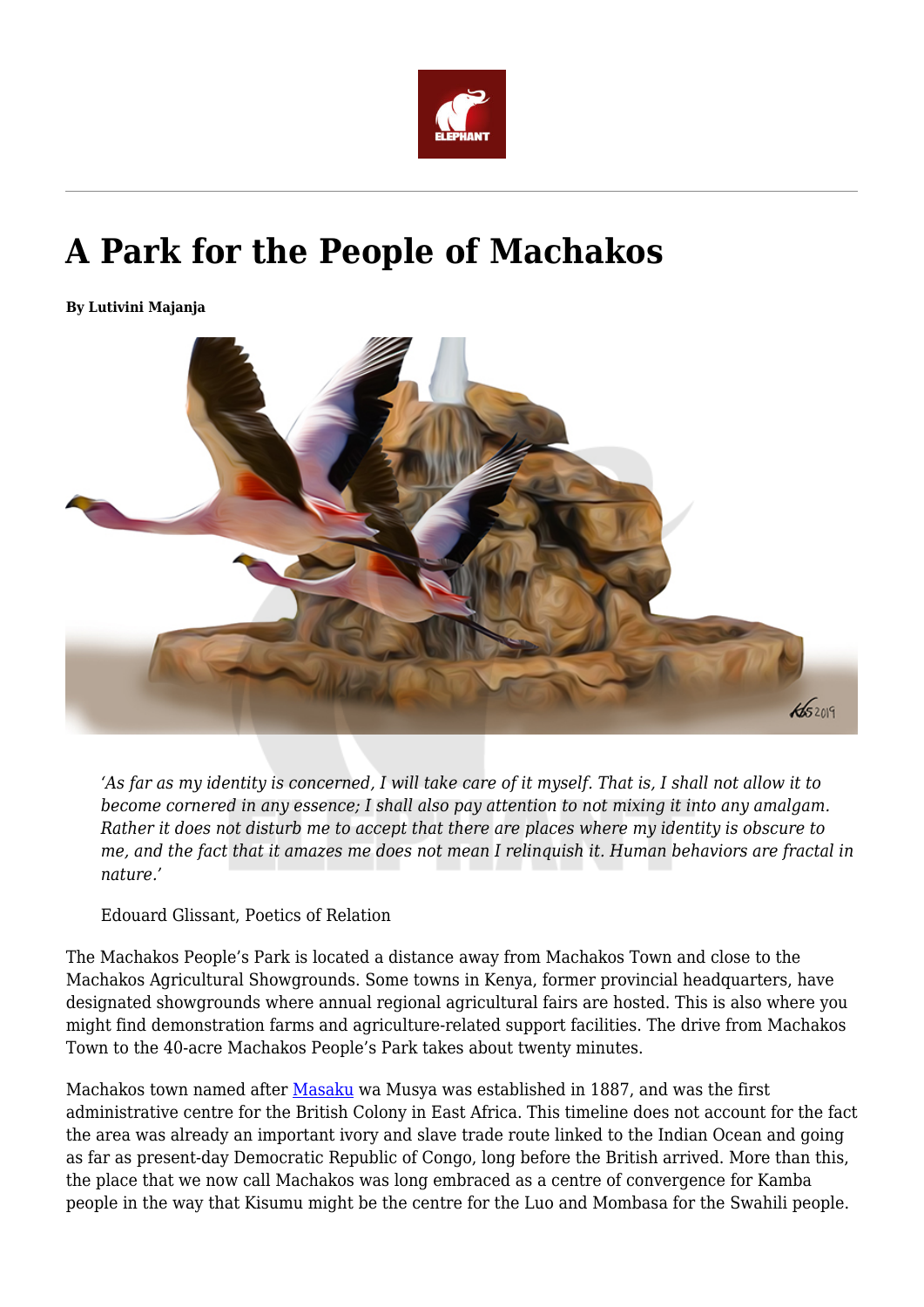# A Park for the People of Machakos

**By Lutivini Majanja**

> *'As far as my identity is concerned, I will take care of it myself. That is, I shall not allow it to become cornered in any essence; I shall also pay attention to not mixing it into any amalgam. Rather it does not disturb me to accept that there are places where my identity is obscure to me, and the fact that it amazes me does not mean I relinquish it. Human behaviors are fractal in nature.'*
>
> Edouard Glissant, Poetics of Relation

The Machakos People's Park is located a distance away from Machakos Town and close to the Machakos Agricultural Showgrounds. Some towns in Kenya, former provincial headquarters, have designated showgrounds where annual regional agricultural fairs are hosted. This is also where you might find demonstration farms and agriculture-related support facilities. The drive from Machakos Town to the 40-acre Machakos People's Park takes about twenty minutes.

Machakos town named after Masaku wa Musya was established in 1887, and was the first administrative centre for the British Colony in East Africa. This timeline does not account for the fact the area was already an important ivory and slave trade route linked to the Indian Ocean and going as far as present-day Democratic Republic of Congo, long before the British arrived. More than this, the place that we now call Machakos was long embraced as a centre of convergence for Kamba people in the way that Kisumu might be the centre for the Luo and Mombasa for the Swahili people.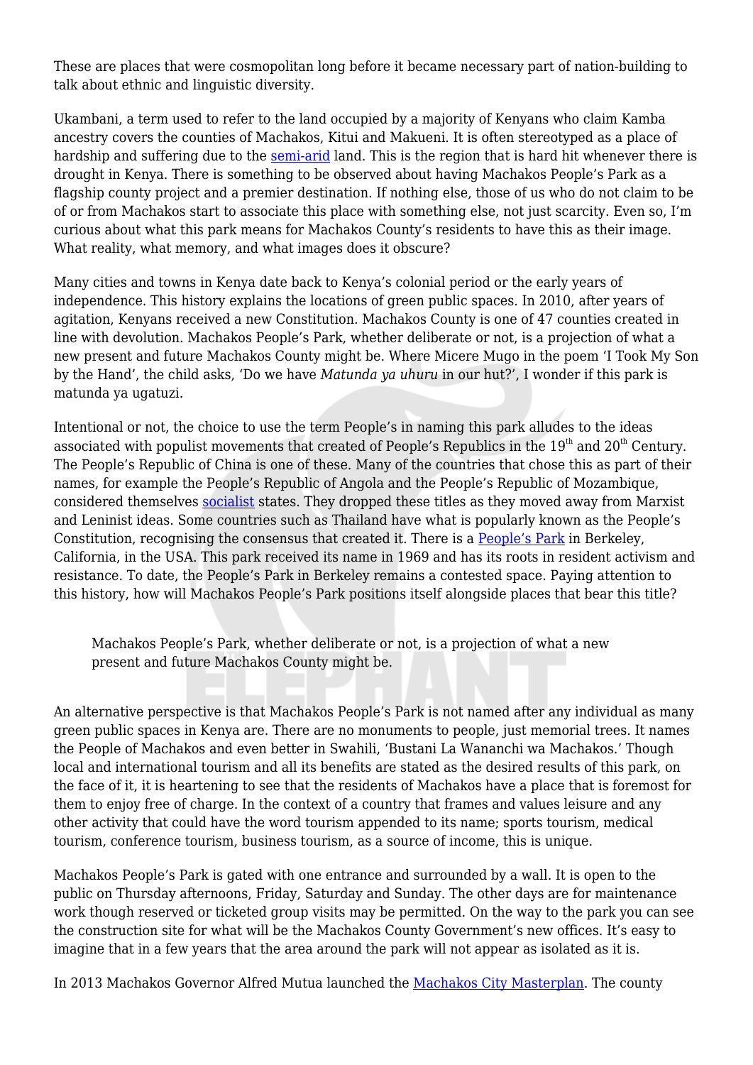These are places that were cosmopolitan long before it became necessary part of nation-building to talk about ethnic and linguistic diversity.

Ukambani, a term used to refer to the land occupied by a majority of Kenyans who claim Kamba ancestry covers the counties of Machakos, Kitui and Makueni. It is often stereotyped as a place of hardship and suffering due to the [semi-arid]() land. This is the region that is hard hit whenever there is drought in Kenya. There is something to be observed about having Machakos People's Park as a flagship county project and a premier destination. If nothing else, those of us who do not claim to be of or from Machakos start to associate this place with something else, not just scarcity. Even so, I'm curious about what this park means for Machakos County's residents to have this as their image. What reality, what memory, and what images does it obscure?

Many cities and towns in Kenya date back to Kenya's colonial period or the early years of independence. This history explains the locations of green public spaces. In 2010, after years of agitation, Kenyans received a new Constitution. Machakos County is one of 47 counties created in line with devolution. Machakos People's Park, whether deliberate or not, is a projection of what a new present and future Machakos County might be. Where Micere Mugo in the poem 'I Took My Son by the Hand', the child asks, 'Do we have *Matunda ya uhuru* in our hut?', I wonder if this park is matunda ya ugatuzi.

Intentional or not, the choice to use the term People's in naming this park alludes to the ideas associated with populist movements that created of People's Republics in the 19th and 20th Century. The People's Republic of China is one of these. Many of the countries that chose this as part of their names, for example the People's Republic of Angola and the People's Republic of Mozambique, considered themselves [socialist]() states. They dropped these titles as they moved away from Marxist and Leninist ideas. Some countries such as Thailand have what is popularly known as the People's Constitution, recognising the consensus that created it. There is a [People's Park]() in Berkeley, California, in the USA. This park received its name in 1969 and has its roots in resident activism and resistance. To date, the People's Park in Berkeley remains a contested space. Paying attention to this history, how will Machakos People's Park positions itself alongside places that bear this title?

> Machakos People's Park, whether deliberate or not, is a projection of what a new present and future Machakos County might be.

An alternative perspective is that Machakos People's Park is not named after any individual as many green public spaces in Kenya are. There are no monuments to people, just memorial trees. It names the People of Machakos and even better in Swahili, 'Bustani La Wananchi wa Machakos.' Though local and international tourism and all its benefits are stated as the desired results of this park, on the face of it, it is heartening to see that the residents of Machakos have a place that is foremost for them to enjoy free of charge. In the context of a country that frames and values leisure and any other activity that could have the word tourism appended to its name; sports tourism, medical tourism, conference tourism, business tourism, as a source of income, this is unique.

Machakos People's Park is gated with one entrance and surrounded by a wall. It is open to the public on Thursday afternoons, Friday, Saturday and Sunday. The other days are for maintenance work though reserved or ticketed group visits may be permitted. On the way to the park you can see the construction site for what will be the Machakos County Government's new offices. It's easy to imagine that in a few years that the area around the park will not appear as isolated as it is.

In 2013 Machakos Governor Alfred Mutua launched the [Machakos City Masterplan](). The county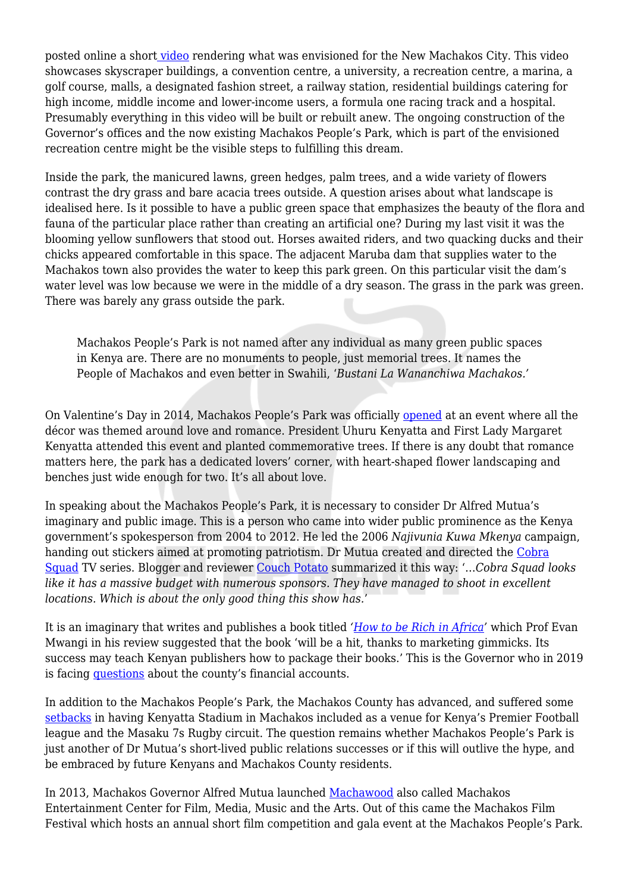posted online a short video rendering what was envisioned for the New Machakos City. This video showcases skyscraper buildings, a convention centre, a university, a recreation centre, a marina, a golf course, malls, a designated fashion street, a railway station, residential buildings catering for high income, middle income and lower-income users, a formula one racing track and a hospital. Presumably everything in this video will be built or rebuilt anew. The ongoing construction of the Governor's offices and the now existing Machakos People's Park, which is part of the envisioned recreation centre might be the visible steps to fulfilling this dream.

Inside the park, the manicured lawns, green hedges, palm trees, and a wide variety of flowers contrast the dry grass and bare acacia trees outside. A question arises about what landscape is idealised here. Is it possible to have a public green space that emphasizes the beauty of the flora and fauna of the particular place rather than creating an artificial one? During my last visit it was the blooming yellow sunflowers that stood out. Horses awaited riders, and two quacking ducks and their chicks appeared comfortable in this space. The adjacent Maruba dam that supplies water to the Machakos town also provides the water to keep this park green. On this particular visit the dam's water level was low because we were in the middle of a dry season. The grass in the park was green. There was barely any grass outside the park.

> Machakos People's Park is not named after any individual as many green public spaces in Kenya are. There are no monuments to people, just memorial trees. It names the People of Machakos and even better in Swahili, '*Bustani La Wananchiwa Machakos.*'

On Valentine's Day in 2014, Machakos People's Park was officially opened at an event where all the décor was themed around love and romance. President Uhuru Kenyatta and First Lady Margaret Kenyatta attended this event and planted commemorative trees. If there is any doubt that romance matters here, the park has a dedicated lovers' corner, with heart-shaped flower landscaping and benches just wide enough for two. It's all about love.

In speaking about the Machakos People's Park, it is necessary to consider Dr Alfred Mutua's imaginary and public image. This is a person who came into wider public prominence as the Kenya government's spokesperson from 2004 to 2012. He led the 2006 *Najivunia Kuwa Mkenya* campaign, handing out stickers aimed at promoting patriotism. Dr Mutua created and directed the Cobra Squad TV series. Blogger and reviewer Couch Potato summarized it this way: '*…Cobra Squad looks like it has a massive budget with numerous sponsors. They have managed to shoot in excellent locations. Which is about the only good thing this show has.*'

It is an imaginary that writes and publishes a book titled '*How to be Rich in Africa*' which Prof Evan Mwangi in his review suggested that the book 'will be a hit, thanks to marketing gimmicks. Its success may teach Kenyan publishers how to package their books.' This is the Governor who in 2019 is facing questions about the county's financial accounts.

In addition to the Machakos People's Park, the Machakos County has advanced, and suffered some setbacks in having Kenyatta Stadium in Machakos included as a venue for Kenya's Premier Football league and the Masaku 7s Rugby circuit. The question remains whether Machakos People's Park is just another of Dr Mutua's short-lived public relations successes or if this will outlive the hype, and be embraced by future Kenyans and Machakos County residents.

In 2013, Machakos Governor Alfred Mutua launched Machawood also called Machakos Entertainment Center for Film, Media, Music and the Arts. Out of this came the Machakos Film Festival which hosts an annual short film competition and gala event at the Machakos People's Park.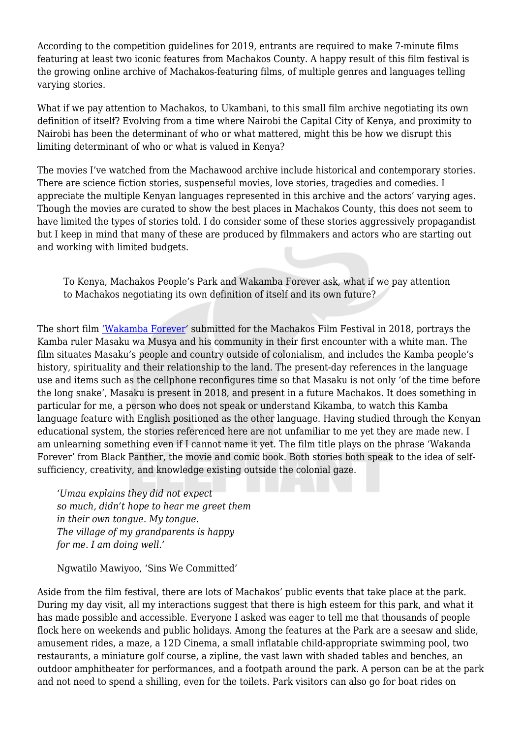According to the competition guidelines for 2019, entrants are required to make 7-minute films featuring at least two iconic features from Machakos County. A happy result of this film festival is the growing online archive of Machakos-featuring films, of multiple genres and languages telling varying stories.

What if we pay attention to Machakos, to Ukambani, to this small film archive negotiating its own definition of itself? Evolving from a time where Nairobi the Capital City of Kenya, and proximity to Nairobi has been the determinant of who or what mattered, might this be how we disrupt this limiting determinant of who or what is valued in Kenya?

The movies I've watched from the Machawood archive include historical and contemporary stories. There are science fiction stories, suspenseful movies, love stories, tragedies and comedies. I appreciate the multiple Kenyan languages represented in this archive and the actors' varying ages. Though the movies are curated to show the best places in Machakos County, this does not seem to have limited the types of stories told. I do consider some of these stories aggressively propagandist but I keep in mind that many of these are produced by filmmakers and actors who are starting out and working with limited budgets.

> To Kenya, Machakos People's Park and Wakamba Forever ask, what if we pay attention to Machakos negotiating its own definition of itself and its own future?

The short film 'Wakamba Forever' submitted for the Machakos Film Festival in 2018, portrays the Kamba ruler Masaku wa Musya and his community in their first encounter with a white man. The film situates Masaku's people and country outside of colonialism, and includes the Kamba people's history, spirituality and their relationship to the land. The present-day references in the language use and items such as the cellphone reconfigures time so that Masaku is not only 'of the time before the long snake', Masaku is present in 2018, and present in a future Machakos. It does something in particular for me, a person who does not speak or understand Kikamba, to watch this Kamba language feature with English positioned as the other language. Having studied through the Kenyan educational system, the stories referenced here are not unfamiliar to me yet they are made new. I am unlearning something even if I cannot name it yet. The film title plays on the phrase 'Wakanda Forever' from Black Panther, the movie and comic book. Both stories both speak to the idea of self-sufficiency, creativity, and knowledge existing outside the colonial gaze.

> *'Umau explains they did not expect*
> *so much, didn't hope to hear me greet them*
> *in their own tongue. My tongue.*
> *The village of my grandparents is happy*
> *for me. I am doing well.'*
>
> Ngwatilo Mawiyoo, 'Sins We Committed'

Aside from the film festival, there are lots of Machakos' public events that take place at the park. During my day visit, all my interactions suggest that there is high esteem for this park, and what it has made possible and accessible. Everyone I asked was eager to tell me that thousands of people flock here on weekends and public holidays. Among the features at the Park are a seesaw and slide, amusement rides, a maze, a 12D Cinema, a small inflatable child-appropriate swimming pool, two restaurants, a miniature golf course, a zipline, the vast lawn with shaded tables and benches, an outdoor amphitheater for performances, and a footpath around the park. A person can be at the park and not need to spend a shilling, even for the toilets. Park visitors can also go for boat rides on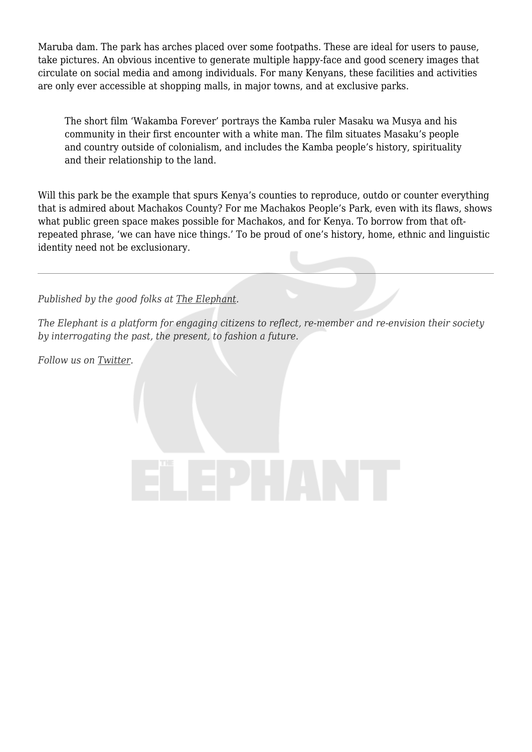Maruba dam. The park has arches placed over some footpaths. These are ideal for users to pause, take pictures. An obvious incentive to generate multiple happy-face and good scenery images that circulate on social media and among individuals. For many Kenyans, these facilities and activities are only ever accessible at shopping malls, in major towns, and at exclusive parks.

> The short film 'Wakamba Forever' portrays the Kamba ruler Masaku wa Musya and his community in their first encounter with a white man. The film situates Masaku's people and country outside of colonialism, and includes the Kamba people's history, spirituality and their relationship to the land.

Will this park be the example that spurs Kenya's counties to reproduce, outdo or counter everything that is admired about Machakos County? For me Machakos People's Park, even with its flaws, shows what public green space makes possible for Machakos, and for Kenya. To borrow from that oft-repeated phrase, 'we can have nice things.' To be proud of one's history, home, ethnic and linguistic identity need not be exclusionary.

---

*Published by the good folks at The Elephant.*

*The Elephant is a platform for engaging citizens to reflect, re-member and re-envision their society by interrogating the past, the present, to fashion a future.*

*Follow us on Twitter.*